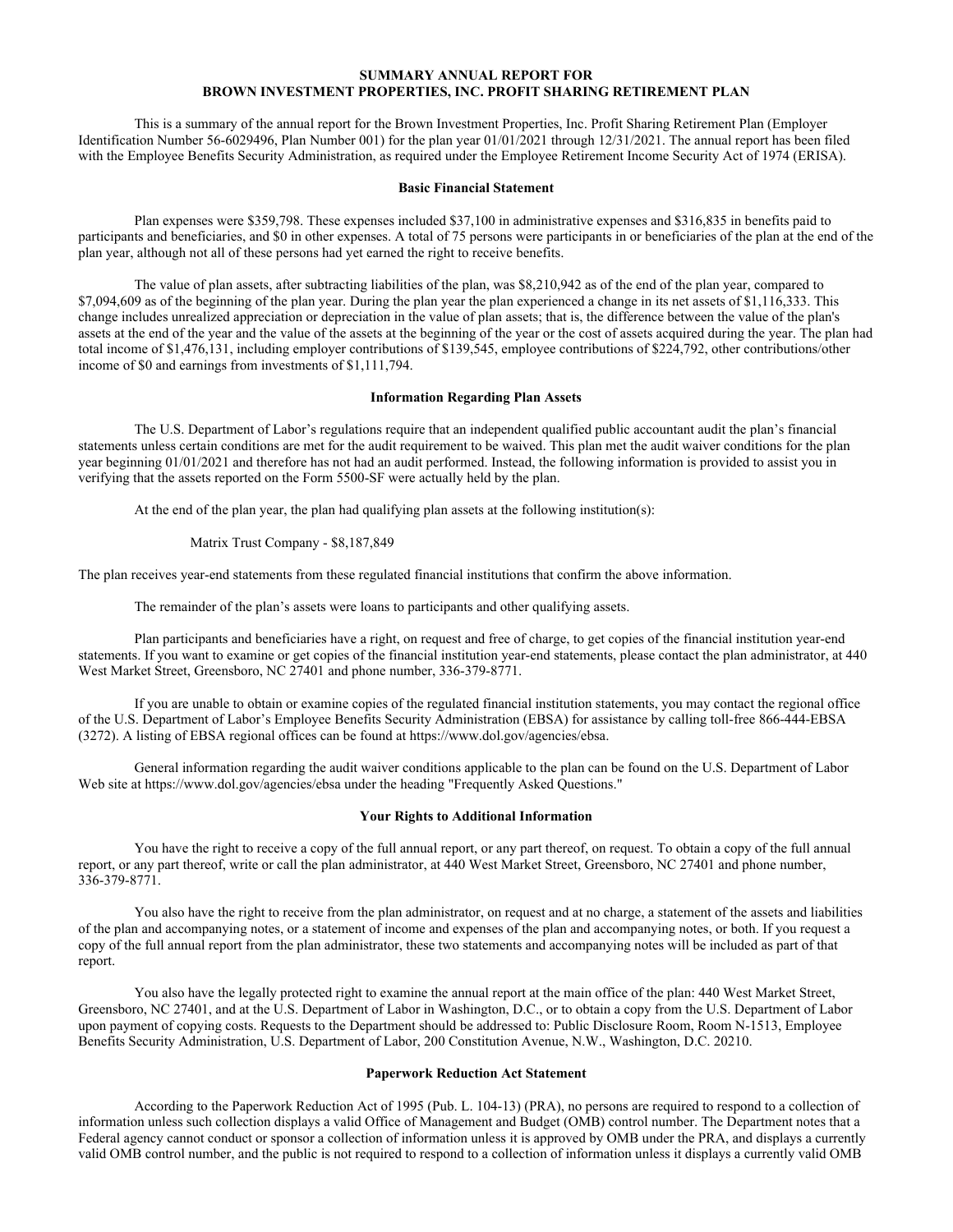# SUMMARY ANNUAL REPORT FOR BROWN INVESTMENT PROPERTIES, INC. PROFIT SHARING RETIREMENT PLAN

This is a summary of the annual report for the Brown Investment Properties, Inc. Profit Sharing Retirement Plan (Employer Identification Number 56-6029496, Plan Number 001) for the plan year 01/01/2021 through 12/31/2021. The annual report has been filed with the Employee Benefits Security Administration, as required under the Employee Retirement Income Security Act of 1974 (ERISA).

## Basic Financial Statement

Plan expenses were $359,798. These expenses included $37,100 in administrative expenses and $316,835 in benefits paid to participants and beneficiaries, and $0 in other expenses. A total of 75 persons were participants in or beneficiaries of the plan at the end of the plan year, although not all of these persons had yet earned the right to receive benefits.

The value of plan assets, after subtracting liabilities of the plan, was $8,210,942 as of the end of the plan year, compared to $7,094,609 as of the beginning of the plan year. During the plan year the plan experienced a change in its net assets of $1,116,333. This change includes unrealized appreciation or depreciation in the value of plan assets; that is, the difference between the value of the plan's assets at the end of the year and the value of the assets at the beginning of the year or the cost of assets acquired during the year. The plan had total income of $1,476,131, including employer contributions of $139,545, employee contributions of $224,792, other contributions/other income of $0 and earnings from investments of $1,111,794.

## Information Regarding Plan Assets

The U.S. Department of Labor's regulations require that an independent qualified public accountant audit the plan's financial statements unless certain conditions are met for the audit requirement to be waived. This plan met the audit waiver conditions for the plan year beginning 01/01/2021 and therefore has not had an audit performed. Instead, the following information is provided to assist you in verifying that the assets reported on the Form 5500-SF were actually held by the plan.

At the end of the plan year, the plan had qualifying plan assets at the following institution(s):

Matrix Trust Company - $8,187,849

The plan receives year-end statements from these regulated financial institutions that confirm the above information.

The remainder of the plan's assets were loans to participants and other qualifying assets.

Plan participants and beneficiaries have a right, on request and free of charge, to get copies of the financial institution year-end statements. If you want to examine or get copies of the financial institution year-end statements, please contact the plan administrator, at 440 West Market Street, Greensboro, NC 27401 and phone number, 336-379-8771.

If you are unable to obtain or examine copies of the regulated financial institution statements, you may contact the regional office of the U.S. Department of Labor's Employee Benefits Security Administration (EBSA) for assistance by calling toll-free 866-444-EBSA (3272). A listing of EBSA regional offices can be found at https://www.dol.gov/agencies/ebsa.

General information regarding the audit waiver conditions applicable to the plan can be found on the U.S. Department of Labor Web site at https://www.dol.gov/agencies/ebsa under the heading "Frequently Asked Questions."

## Your Rights to Additional Information

You have the right to receive a copy of the full annual report, or any part thereof, on request. To obtain a copy of the full annual report, or any part thereof, write or call the plan administrator, at 440 West Market Street, Greensboro, NC 27401 and phone number, 336-379-8771.

You also have the right to receive from the plan administrator, on request and at no charge, a statement of the assets and liabilities of the plan and accompanying notes, or a statement of income and expenses of the plan and accompanying notes, or both. If you request a copy of the full annual report from the plan administrator, these two statements and accompanying notes will be included as part of that report.

You also have the legally protected right to examine the annual report at the main office of the plan: 440 West Market Street, Greensboro, NC 27401, and at the U.S. Department of Labor in Washington, D.C., or to obtain a copy from the U.S. Department of Labor upon payment of copying costs. Requests to the Department should be addressed to: Public Disclosure Room, Room N-1513, Employee Benefits Security Administration, U.S. Department of Labor, 200 Constitution Avenue, N.W., Washington, D.C. 20210.

## Paperwork Reduction Act Statement

According to the Paperwork Reduction Act of 1995 (Pub. L. 104-13) (PRA), no persons are required to respond to a collection of information unless such collection displays a valid Office of Management and Budget (OMB) control number. The Department notes that a Federal agency cannot conduct or sponsor a collection of information unless it is approved by OMB under the PRA, and displays a currently valid OMB control number, and the public is not required to respond to a collection of information unless it displays a currently valid OMB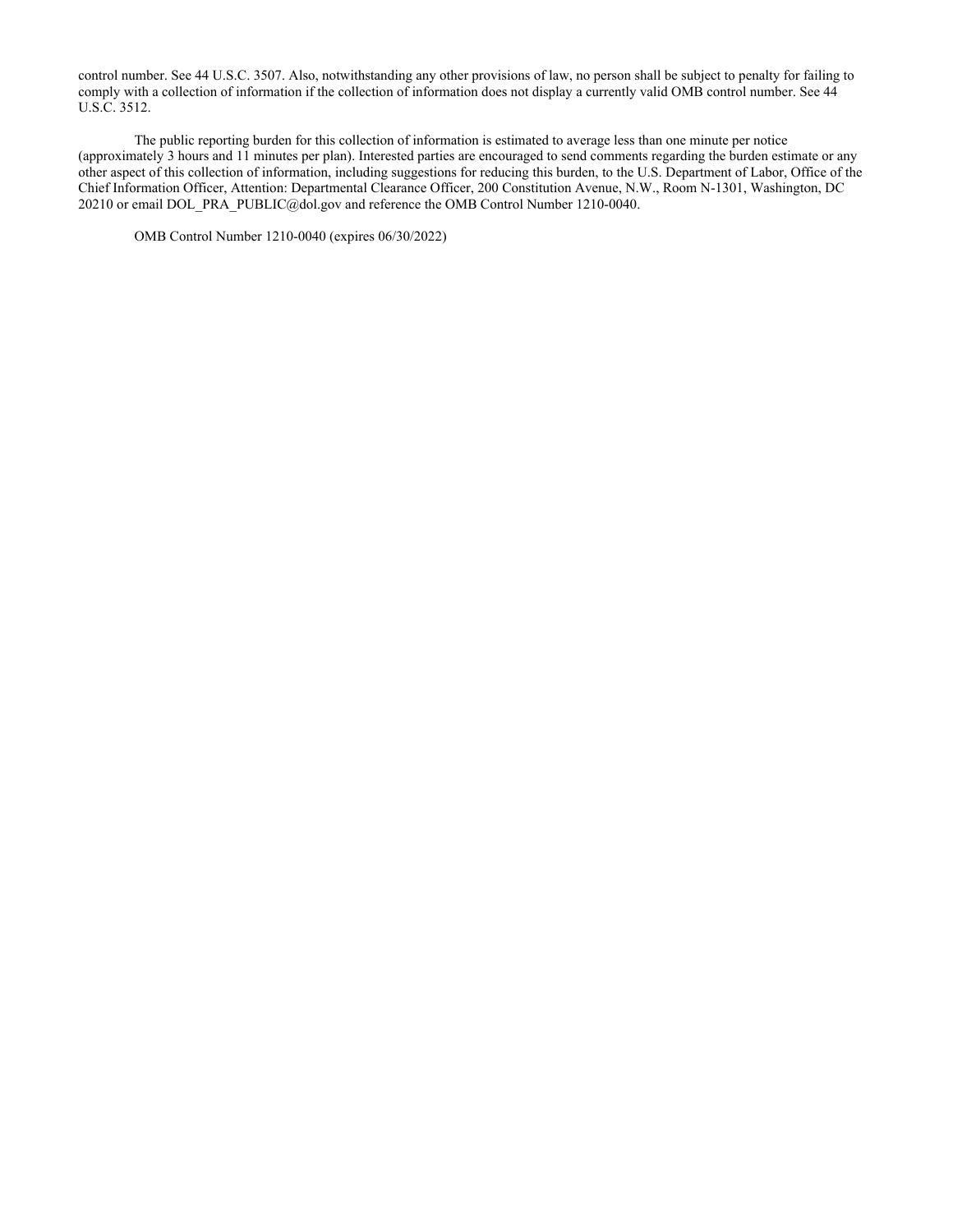control number. See 44 U.S.C. 3507. Also, notwithstanding any other provisions of law, no person shall be subject to penalty for failing to comply with a collection of information if the collection of information does not display a currently valid OMB control number. See 44 U.S.C. 3512.

The public reporting burden for this collection of information is estimated to average less than one minute per notice (approximately 3 hours and 11 minutes per plan). Interested parties are encouraged to send comments regarding the burden estimate or any other aspect of this collection of information, including suggestions for reducing this burden, to the U.S. Department of Labor, Office of the Chief Information Officer, Attention: Departmental Clearance Officer, 200 Constitution Avenue, N.W., Room N-1301, Washington, DC 20210 or email DOL_PRA_PUBLIC@dol.gov and reference the OMB Control Number 1210-0040.

OMB Control Number 1210-0040 (expires 06/30/2022)